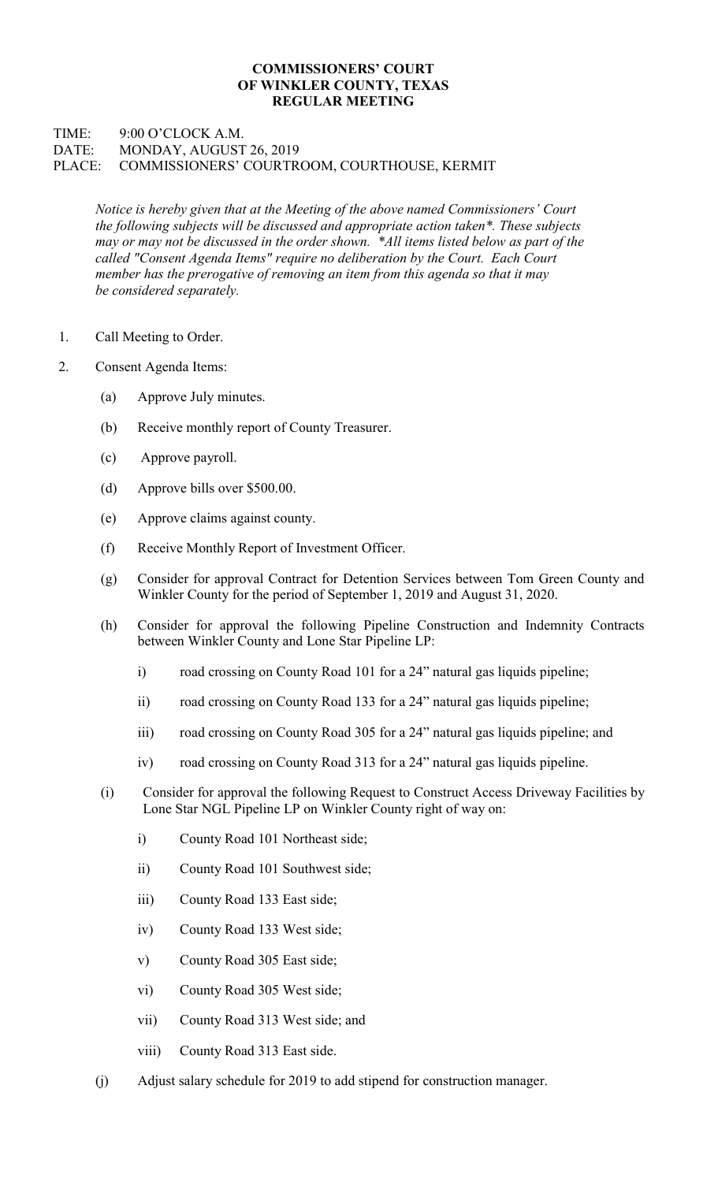# COMMISSIONERS' COURT OF WINKLER COUNTY, TEXAS REGULAR MEETING

TIME: 9:00 O'CLOCK A.M.
DATE: MONDAY, AUGUST 26, 2019
PLACE: COMMISSIONERS' COURTROOM, COURTHOUSE, KERMIT

*Notice is hereby given that at the Meeting of the above named Commissioners' Court the following subjects will be discussed and appropriate action taken*. These subjects may or may not be discussed in the order shown. *All items listed below as part of the called "Consent Agenda Items" require no deliberation by the Court. Each Court member has the prerogative of removing an item from this agenda so that it may be considered separately.*

1. Call Meeting to Order.

2. Consent Agenda Items:

   (a) Approve July minutes.

   (b) Receive monthly report of County Treasurer.

   (c) Approve payroll.

   (d) Approve bills over $500.00.

   (e) Approve claims against county.

   (f) Receive Monthly Report of Investment Officer.

   (g) Consider for approval Contract for Detention Services between Tom Green County and Winkler County for the period of September 1, 2019 and August 31, 2020.

   (h) Consider for approval the following Pipeline Construction and Indemnity Contracts between Winkler County and Lone Star Pipeline LP:

      i) road crossing on County Road 101 for a 24" natural gas liquids pipeline;

      ii) road crossing on County Road 133 for a 24" natural gas liquids pipeline;

      iii) road crossing on County Road 305 for a 24" natural gas liquids pipeline; and

      iv) road crossing on County Road 313 for a 24" natural gas liquids pipeline.

   (i) Consider for approval the following Request to Construct Access Driveway Facilities by Lone Star NGL Pipeline LP on Winkler County right of way on:

      i) County Road 101 Northeast side;

      ii) County Road 101 Southwest side;

      iii) County Road 133 East side;

      iv) County Road 133 West side;

      v) County Road 305 East side;

      vi) County Road 305 West side;

      vii) County Road 313 West side; and

      viii) County Road 313 East side.

   (j) Adjust salary schedule for 2019 to add stipend for construction manager.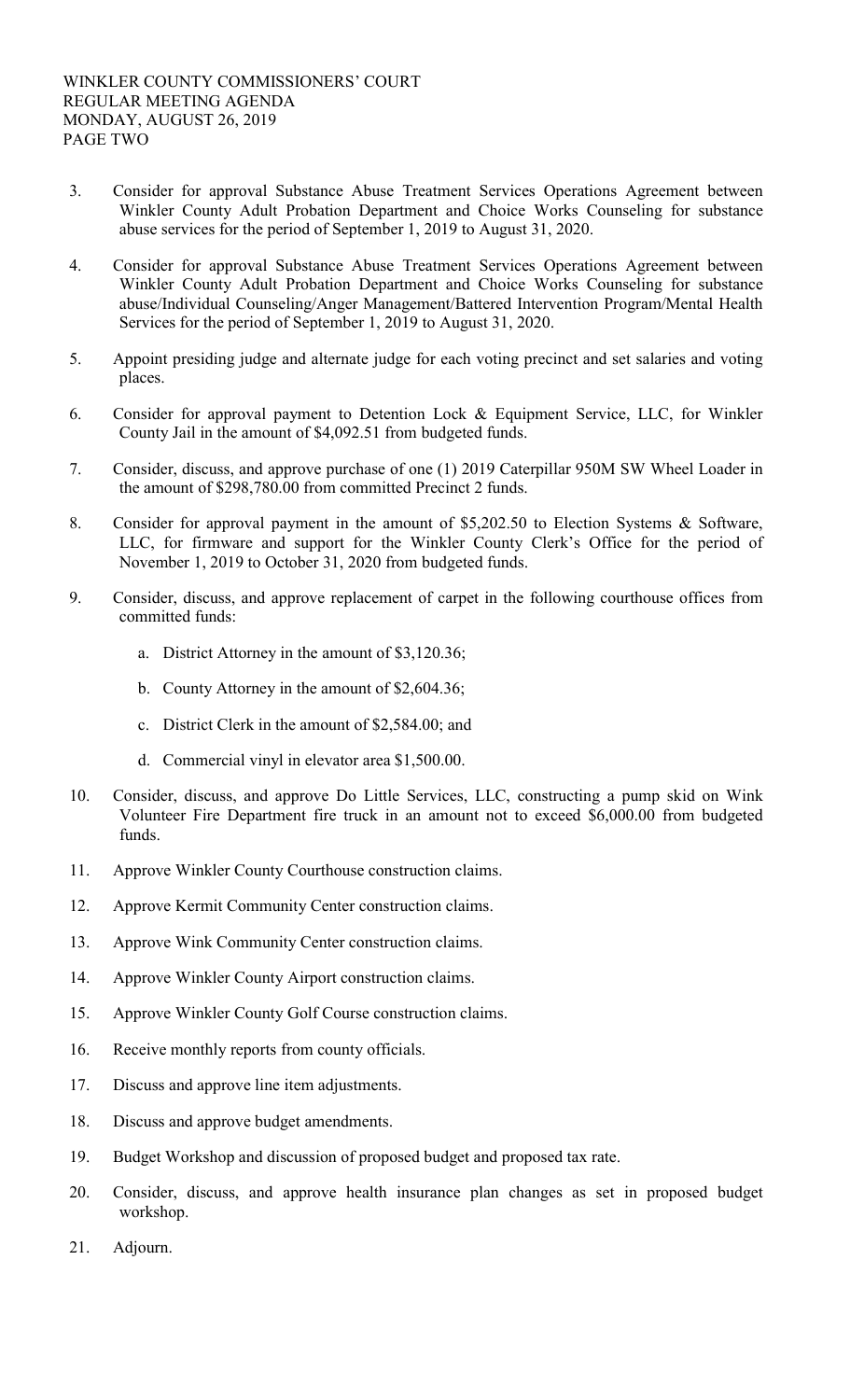WINKLER COUNTY COMMISSIONERS' COURT
REGULAR MEETING AGENDA
MONDAY, AUGUST 26, 2019
PAGE TWO

3. Consider for approval Substance Abuse Treatment Services Operations Agreement between Winkler County Adult Probation Department and Choice Works Counseling for substance abuse services for the period of September 1, 2019 to August 31, 2020.

4. Consider for approval Substance Abuse Treatment Services Operations Agreement between Winkler County Adult Probation Department and Choice Works Counseling for substance abuse/Individual Counseling/Anger Management/Battered Intervention Program/Mental Health Services for the period of September 1, 2019 to August 31, 2020.

5. Appoint presiding judge and alternate judge for each voting precinct and set salaries and voting places.

6. Consider for approval payment to Detention Lock & Equipment Service, LLC, for Winkler County Jail in the amount of $4,092.51 from budgeted funds.

7. Consider, discuss, and approve purchase of one (1) 2019 Caterpillar 950M SW Wheel Loader in the amount of $298,780.00 from committed Precinct 2 funds.

8. Consider for approval payment in the amount of $5,202.50 to Election Systems & Software, LLC, for firmware and support for the Winkler County Clerk's Office for the period of November 1, 2019 to October 31, 2020 from budgeted funds.

9. Consider, discuss, and approve replacement of carpet in the following courthouse offices from committed funds:

    a. District Attorney in the amount of $3,120.36;

    b. County Attorney in the amount of $2,604.36;

    c. District Clerk in the amount of $2,584.00; and

    d. Commercial vinyl in elevator area $1,500.00.

10. Consider, discuss, and approve Do Little Services, LLC, constructing a pump skid on Wink Volunteer Fire Department fire truck in an amount not to exceed $6,000.00 from budgeted funds.

11. Approve Winkler County Courthouse construction claims.

12. Approve Kermit Community Center construction claims.

13. Approve Wink Community Center construction claims.

14. Approve Winkler County Airport construction claims.

15. Approve Winkler County Golf Course construction claims.

16. Receive monthly reports from county officials.

17. Discuss and approve line item adjustments.

18. Discuss and approve budget amendments.

19. Budget Workshop and discussion of proposed budget and proposed tax rate.

20. Consider, discuss, and approve health insurance plan changes as set in proposed budget workshop.

21. Adjourn.